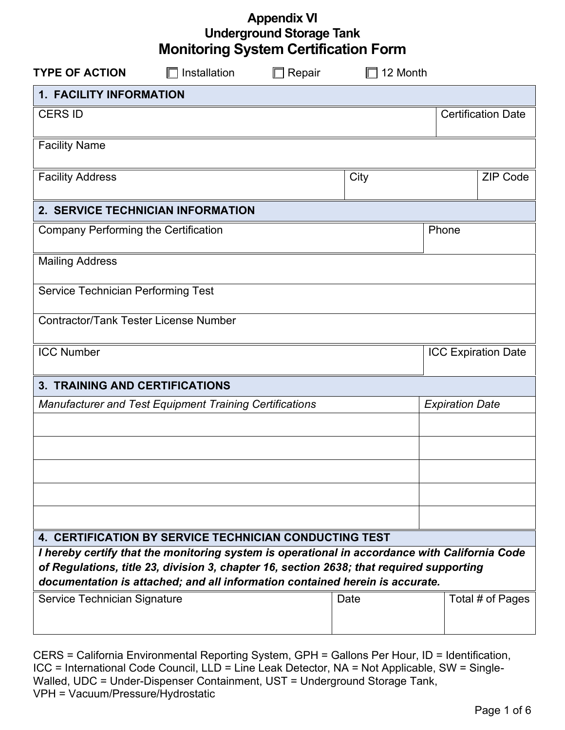# Appendix VI
# Underground Storage Tank
# Monitoring System Certification Form

**TYPE OF ACTION** ☐ Installation ☐ Repair ☐ 12 Month

| **1. FACILITY INFORMATION** | | |
|---|---|---|
| CERS ID | | Certification Date |
| Facility Name | | |
| Facility Address | City | ZIP Code |

| **2. SERVICE TECHNICIAN INFORMATION** | |
|---|---|
| Company Performing the Certification | Phone |
| Mailing Address | |
| Service Technician Performing Test | |
| Contractor/Tank Tester License Number | |
| ICC Number | ICC Expiration Date |

| **3. TRAINING AND CERTIFICATIONS** | |
|---|---|
| *Manufacturer and Test Equipment Training Certifications* | *Expiration Date* |
| | |
| | |
| | |
| | |
| | |

| **4. CERTIFICATION BY SERVICE TECHNICIAN CONDUCTING TEST** | | |
|---|---|---|
| ***I hereby certify that the monitoring system is operational in accordance with California Code of Regulations, title 23, division 3, chapter 16, section 2638; that required supporting documentation is attached; and all information contained herein is accurate.*** | | |
| Service Technician Signature | Date | Total # of Pages |

CERS = California Environmental Reporting System, GPH = Gallons Per Hour, ID = Identification, ICC = International Code Council, LLD = Line Leak Detector, NA = Not Applicable, SW = Single-Walled, UDC = Under-Dispenser Containment, UST = Underground Storage Tank, VPH = Vacuum/Pressure/Hydrostatic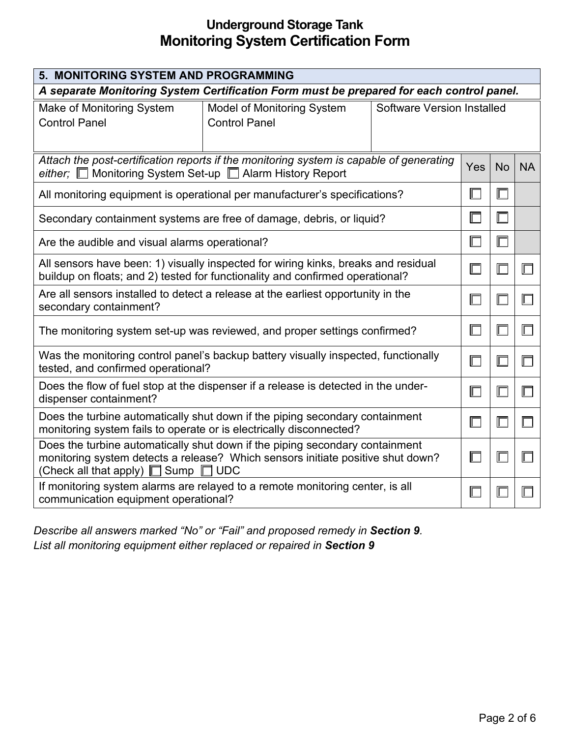# Underground Storage Tank
# Monitoring System Certification Form

## 5. MONITORING SYSTEM AND PROGRAMMING

***A separate Monitoring System Certification Form must be prepared for each control panel.***

| Make of Monitoring System Control Panel | Model of Monitoring System Control Panel | Software Version Installed |
|---|---|---|
| | | |

| *Attach the post-certification reports if the monitoring system is capable of generating either;* ☐ Monitoring System Set-up ☐ Alarm History Report | Yes | No | NA |
|---|---|---|---|
| All monitoring equipment is operational per manufacturer's specifications? | ☐ | ☐ | |
| Secondary containment systems are free of damage, debris, or liquid? | ☐ | ☐ | |
| Are the audible and visual alarms operational? | ☐ | ☐ | |
| All sensors have been: 1) visually inspected for wiring kinks, breaks and residual buildup on floats; and 2) tested for functionality and confirmed operational? | ☐ | ☐ | ☐ |
| Are all sensors installed to detect a release at the earliest opportunity in the secondary containment? | ☐ | ☐ | ☐ |
| The monitoring system set-up was reviewed, and proper settings confirmed? | ☐ | ☐ | ☐ |
| Was the monitoring control panel's backup battery visually inspected, functionally tested, and confirmed operational? | ☐ | ☐ | ☐ |
| Does the flow of fuel stop at the dispenser if a release is detected in the under-dispenser containment? | ☐ | ☐ | ☐ |
| Does the turbine automatically shut down if the piping secondary containment monitoring system fails to operate or is electrically disconnected? | ☐ | ☐ | ☐ |
| Does the turbine automatically shut down if the piping secondary containment monitoring system detects a release? Which sensors initiate positive shut down? (Check all that apply) ☐ Sump ☐ UDC | ☐ | ☐ | ☐ |
| If monitoring system alarms are relayed to a remote monitoring center, is all communication equipment operational? | ☐ | ☐ | ☐ |

*Describe all answers marked "No" or "Fail" and proposed remedy in **Section 9**.*
*List all monitoring equipment either replaced or repaired in **Section 9***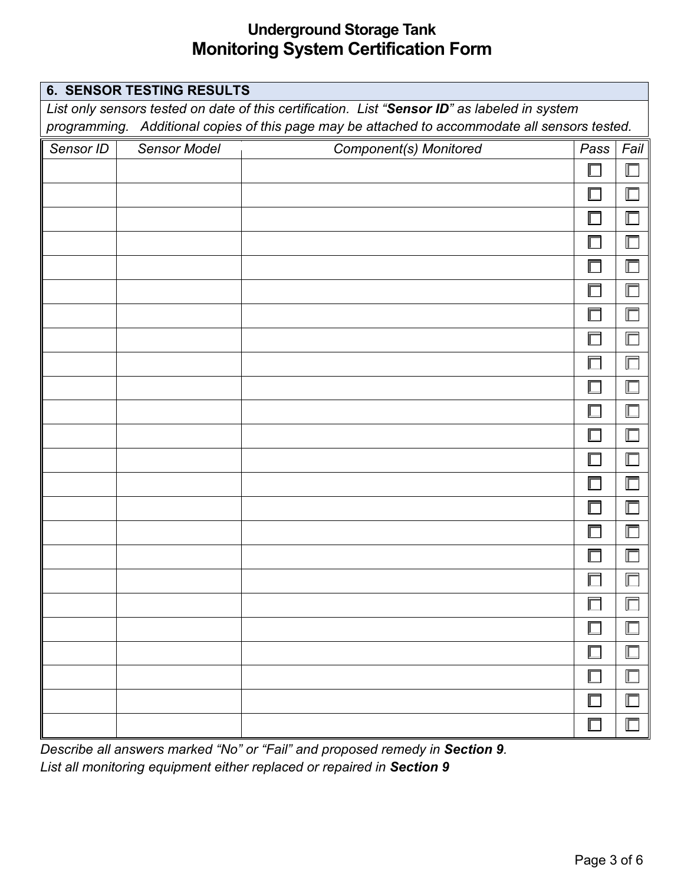# Underground Storage Tank
# Monitoring System Certification Form

## 6. SENSOR TESTING RESULTS

*List only sensors tested on date of this certification. List "**Sensor ID**" as labeled in system programming. Additional copies of this page may be attached to accommodate all sensors tested.*

| *Sensor ID* | *Sensor Model* | *Component(s) Monitored* | *Pass* | *Fail* |
|---|---|---|---|---|
| | | | ☐ | ☐ |
| | | | ☐ | ☐ |
| | | | ☐ | ☐ |
| | | | ☐ | ☐ |
| | | | ☐ | ☐ |
| | | | ☐ | ☐ |
| | | | ☐ | ☐ |
| | | | ☐ | ☐ |
| | | | ☐ | ☐ |
| | | | ☐ | ☐ |
| | | | ☐ | ☐ |
| | | | ☐ | ☐ |
| | | | ☐ | ☐ |
| | | | ☐ | ☐ |
| | | | ☐ | ☐ |
| | | | ☐ | ☐ |
| | | | ☐ | ☐ |
| | | | ☐ | ☐ |
| | | | ☐ | ☐ |
| | | | ☐ | ☐ |
| | | | ☐ | ☐ |
| | | | ☐ | ☐ |
| | | | ☐ | ☐ |
| | | | ☐ | ☐ |

*Describe all answers marked "No" or "Fail" and proposed remedy in **Section 9**.*
*List all monitoring equipment either replaced or repaired in **Section 9***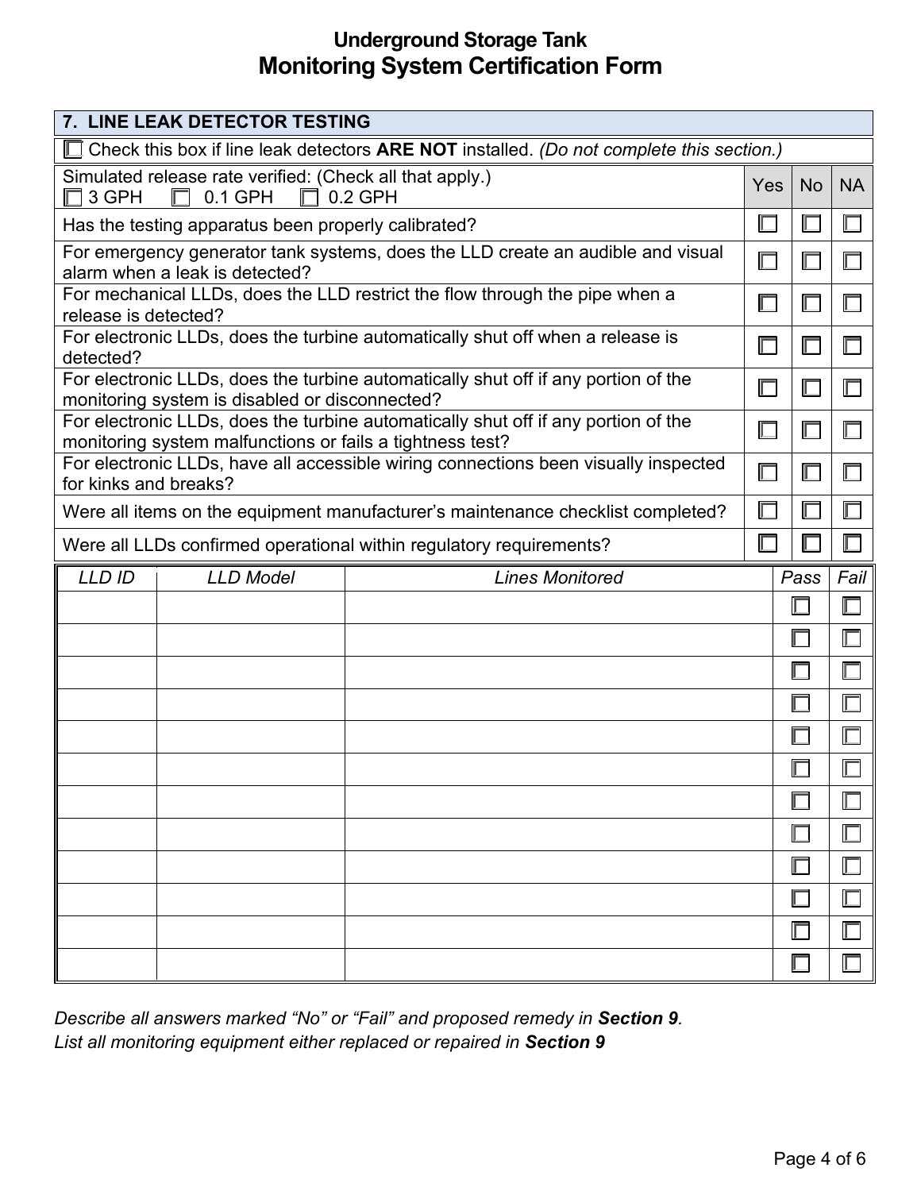# Underground Storage Tank
# Monitoring System Certification Form

## 7. LINE LEAK DETECTOR TESTING

☐ Check this box if line leak detectors **ARE NOT** installed. *(Do not complete this section.)*

| Simulated release rate verified: (Check all that apply.) ☐ 3 GPH ☐ 0.1 GPH ☐ 0.2 GPH | Yes | No | NA |
|---|---|---|---|
| Has the testing apparatus been properly calibrated? | ☐ | ☐ | ☐ |
| For emergency generator tank systems, does the LLD create an audible and visual alarm when a leak is detected? | ☐ | ☐ | ☐ |
| For mechanical LLDs, does the LLD restrict the flow through the pipe when a release is detected? | ☐ | ☐ | ☐ |
| For electronic LLDs, does the turbine automatically shut off when a release is detected? | ☐ | ☐ | ☐ |
| For electronic LLDs, does the turbine automatically shut off if any portion of the monitoring system is disabled or disconnected? | ☐ | ☐ | ☐ |
| For electronic LLDs, does the turbine automatically shut off if any portion of the monitoring system malfunctions or fails a tightness test? | ☐ | ☐ | ☐ |
| For electronic LLDs, have all accessible wiring connections been visually inspected for kinks and breaks? | ☐ | ☐ | ☐ |
| Were all items on the equipment manufacturer's maintenance checklist completed? | ☐ | ☐ | ☐ |
| Were all LLDs confirmed operational within regulatory requirements? | ☐ | ☐ | ☐ |

| *LLD ID* | *LLD Model* | *Lines Monitored* | *Pass* | *Fail* |
|---|---|---|---|---|
| | | | ☐ | ☐ |
| | | | ☐ | ☐ |
| | | | ☐ | ☐ |
| | | | ☐ | ☐ |
| | | | ☐ | ☐ |
| | | | ☐ | ☐ |
| | | | ☐ | ☐ |
| | | | ☐ | ☐ |
| | | | ☐ | ☐ |
| | | | ☐ | ☐ |
| | | | ☐ | ☐ |
| | | | ☐ | ☐ |

*Describe all answers marked "No" or "Fail" and proposed remedy in **Section 9**.*
*List all monitoring equipment either replaced or repaired in **Section 9***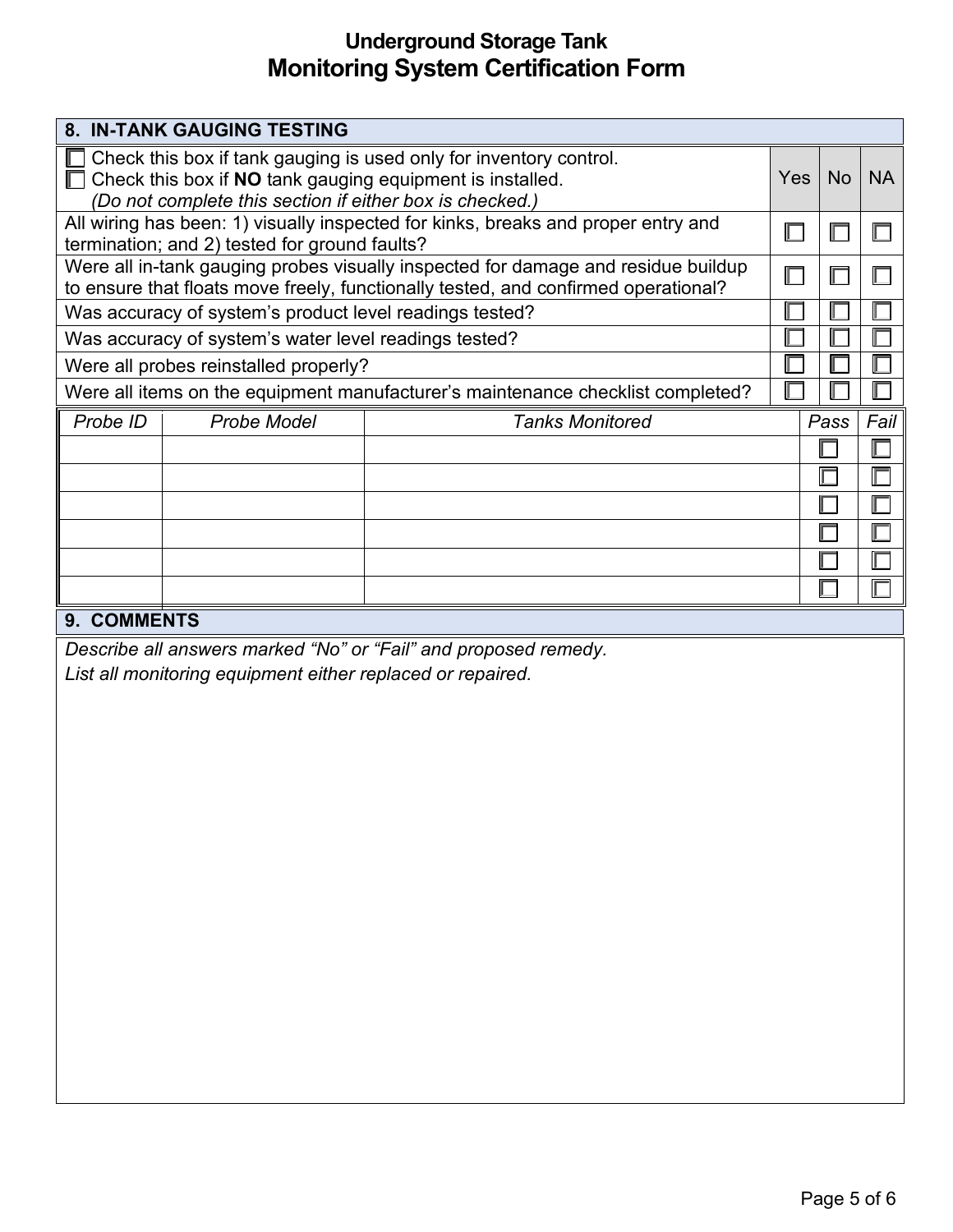# Underground Storage Tank
# Monitoring System Certification Form

## 8. IN-TANK GAUGING TESTING

| ☐ Check this box if tank gauging is used only for inventory control.<br>☐ Check this box if **NO** tank gauging equipment is installed.<br>*(Do not complete this section if either box is checked.)* | Yes | No | NA |
|---|---|---|---|
| All wiring has been: 1) visually inspected for kinks, breaks and proper entry and termination; and 2) tested for ground faults? | ☐ | ☐ | ☐ |
| Were all in-tank gauging probes visually inspected for damage and residue buildup to ensure that floats move freely, functionally tested, and confirmed operational? | ☐ | ☐ | ☐ |
| Was accuracy of system's product level readings tested? | ☐ | ☐ | ☐ |
| Was accuracy of system's water level readings tested? | ☐ | ☐ | ☐ |
| Were all probes reinstalled properly? | ☐ | ☐ | ☐ |
| Were all items on the equipment manufacturer's maintenance checklist completed? | ☐ | ☐ | ☐ |

| *Probe ID* | *Probe Model* | *Tanks Monitored* | *Pass* | *Fail* |
|---|---|---|---|---|
| | | | ☐ | ☐ |
| | | | ☐ | ☐ |
| | | | ☐ | ☐ |
| | | | ☐ | ☐ |
| | | | ☐ | ☐ |
| | | | ☐ | ☐ |

## 9. COMMENTS

*Describe all answers marked "No" or "Fail" and proposed remedy.*
*List all monitoring equipment either replaced or repaired.*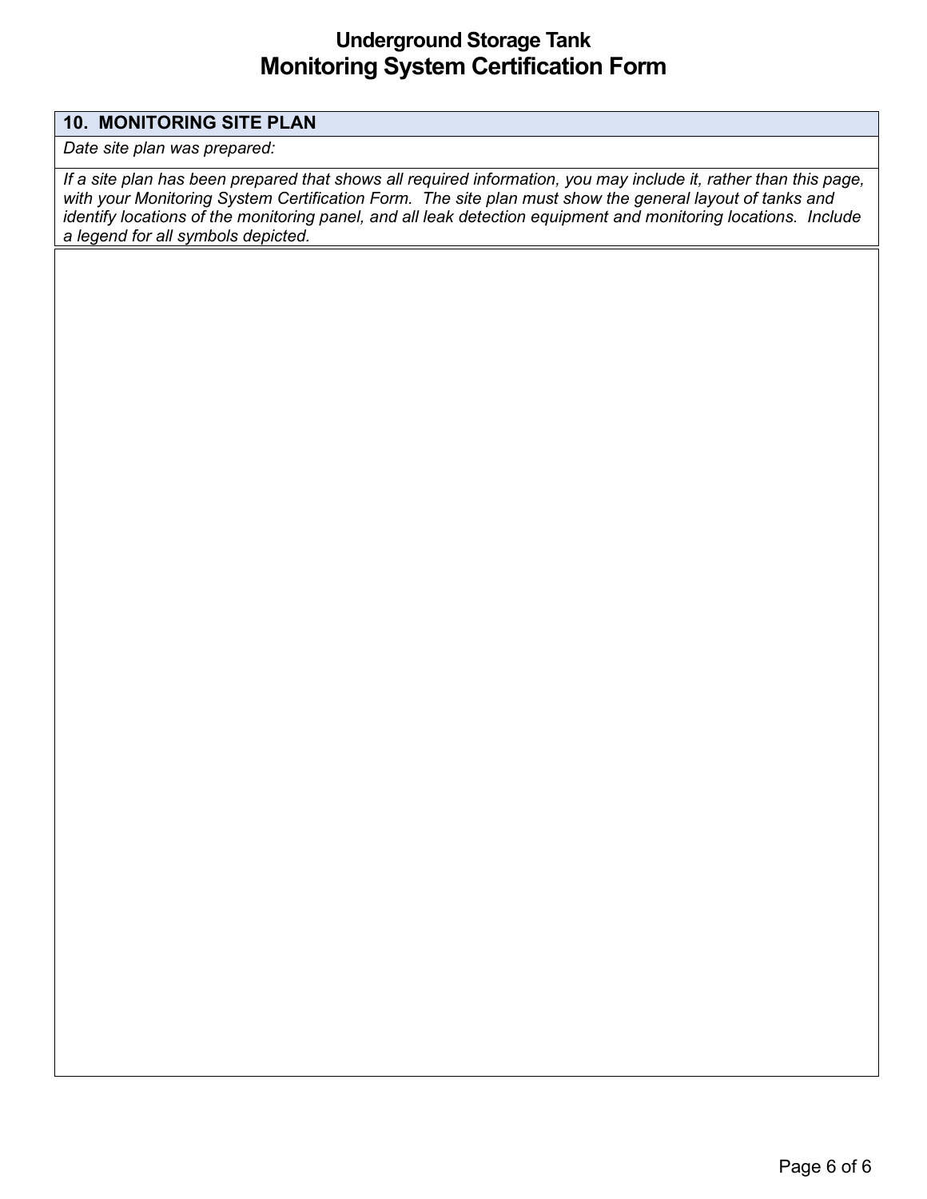# Underground Storage Tank
# Monitoring System Certification Form

## 10. MONITORING SITE PLAN

*Date site plan was prepared:*

*If a site plan has been prepared that shows all required information, you may include it, rather than this page, with your Monitoring System Certification Form. The site plan must show the general layout of tanks and identify locations of the monitoring panel, and all leak detection equipment and monitoring locations. Include a legend for all symbols depicted.*